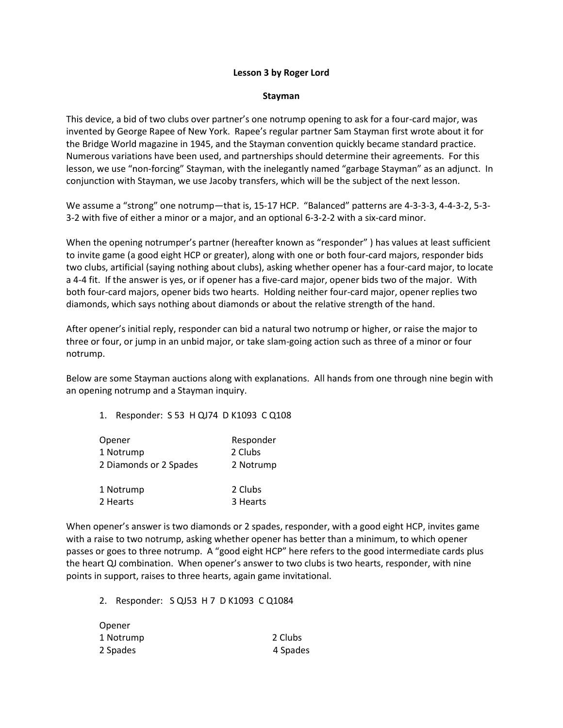**Lesson 3 by Roger Lord**

**Stayman**

This device, a bid of two clubs over partner's one notrump opening to ask for a four-card major, was invented by George Rapee of New York. Rapee's regular partner Sam Stayman first wrote about it for the Bridge World magazine in 1945, and the Stayman convention quickly became standard practice. Numerous variations have been used, and partnerships should determine their agreements. For this lesson, we use "non-forcing" Stayman, with the inelegantly named "garbage Stayman" as an adjunct. In conjunction with Stayman, we use Jacoby transfers, which will be the subject of the next lesson.

We assume a "strong" one notrump—that is, 15-17 HCP. "Balanced" patterns are 4-3-3-3, 4-4-3-2, 5-3-3-2 with five of either a minor or a major, and an optional 6-3-2-2 with a six-card minor.

When the opening notrumper's partner (hereafter known as "responder" ) has values at least sufficient to invite game (a good eight HCP or greater), along with one or both four-card majors, responder bids two clubs, artificial (saying nothing about clubs), asking whether opener has a four-card major, to locate a 4-4 fit. If the answer is yes, or if opener has a five-card major, opener bids two of the major. With both four-card majors, opener bids two hearts. Holding neither four-card major, opener replies two diamonds, which says nothing about diamonds or about the relative strength of the hand.

After opener's initial reply, responder can bid a natural two notrump or higher, or raise the major to three or four, or jump in an unbid major, or take slam-going action such as three of a minor or four notrump.

Below are some Stayman auctions along with explanations. All hands from one through nine begin with an opening notrump and a Stayman inquiry.

1. Responder: S 53 H QJ74 D K1093 C Q108

| Opener | Responder |
|---|---|
| 1 Notrump | 2 Clubs |
| 2 Diamonds or 2 Spades | 2 Notrump |
| | |
| 1 Notrump | 2 Clubs |
| 2 Hearts | 3 Hearts |

When opener's answer is two diamonds or 2 spades, responder, with a good eight HCP, invites game with a raise to two notrump, asking whether opener has better than a minimum, to which opener passes or goes to three notrump. A "good eight HCP" here refers to the good intermediate cards plus the heart QJ combination. When opener's answer to two clubs is two hearts, responder, with nine points in support, raises to three hearts, again game invitational.

2. Responder: S QJ53 H 7 D K1093 C Q1084

| Opener | |
|---|---|
| 1 Notrump | 2 Clubs |
| 2 Spades | 4 Spades |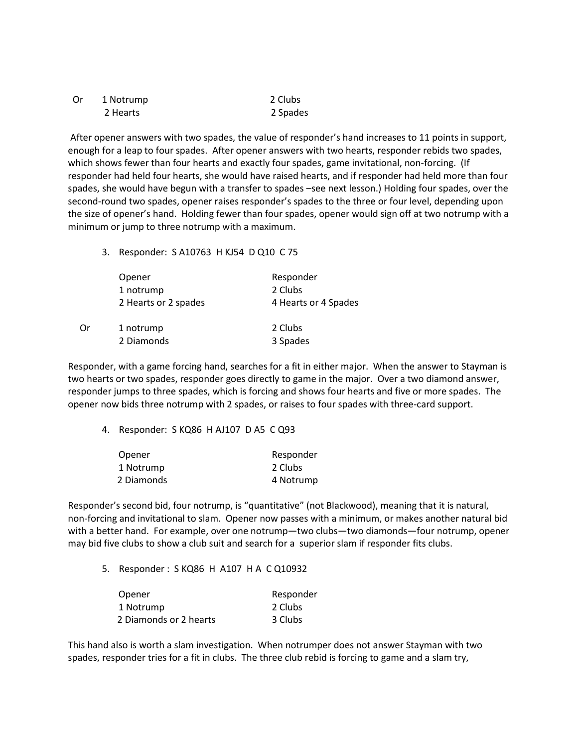| | | |
|---|---|---|
| Or | 1 Notrump | 2 Clubs |
| | 2 Hearts | 2 Spades |

After opener answers with two spades, the value of responder's hand increases to 11 points in support, enough for a leap to four spades. After opener answers with two hearts, responder rebids two spades, which shows fewer than four hearts and exactly four spades, game invitational, non-forcing. (If responder had held four hearts, she would have raised hearts, and if responder had held more than four spades, she would have begun with a transfer to spades –see next lesson.) Holding four spades, over the second-round two spades, opener raises responder's spades to the three or four level, depending upon the size of opener's hand. Holding fewer than four spades, opener would sign off at two notrump with a minimum or jump to three notrump with a maximum.

3. Responder: S A10763 H KJ54 D Q10 C 75

| | Opener | Responder |
|---|---|---|
| | 1 notrump | 2 Clubs |
| | 2 Hearts or 2 spades | 4 Hearts or 4 Spades |
| Or | 1 notrump | 2 Clubs |
| | 2 Diamonds | 3 Spades |

Responder, with a game forcing hand, searches for a fit in either major. When the answer to Stayman is two hearts or two spades, responder goes directly to game in the major. Over a two diamond answer, responder jumps to three spades, which is forcing and shows four hearts and five or more spades. The opener now bids three notrump with 2 spades, or raises to four spades with three-card support.

4. Responder: S KQ86 H AJ107 D A5 C Q93

| Opener | Responder |
|---|---|
| 1 Notrump | 2 Clubs |
| 2 Diamonds | 4 Notrump |

Responder's second bid, four notrump, is "quantitative" (not Blackwood), meaning that it is natural, non-forcing and invitational to slam. Opener now passes with a minimum, or makes another natural bid with a better hand. For example, over one notrump—two clubs—two diamonds—four notrump, opener may bid five clubs to show a club suit and search for a superior slam if responder fits clubs.

5. Responder : S KQ86 H A107 H A C Q10932

| Opener | Responder |
|---|---|
| 1 Notrump | 2 Clubs |
| 2 Diamonds or 2 hearts | 3 Clubs |

This hand also is worth a slam investigation. When notrumper does not answer Stayman with two spades, responder tries for a fit in clubs. The three club rebid is forcing to game and a slam try,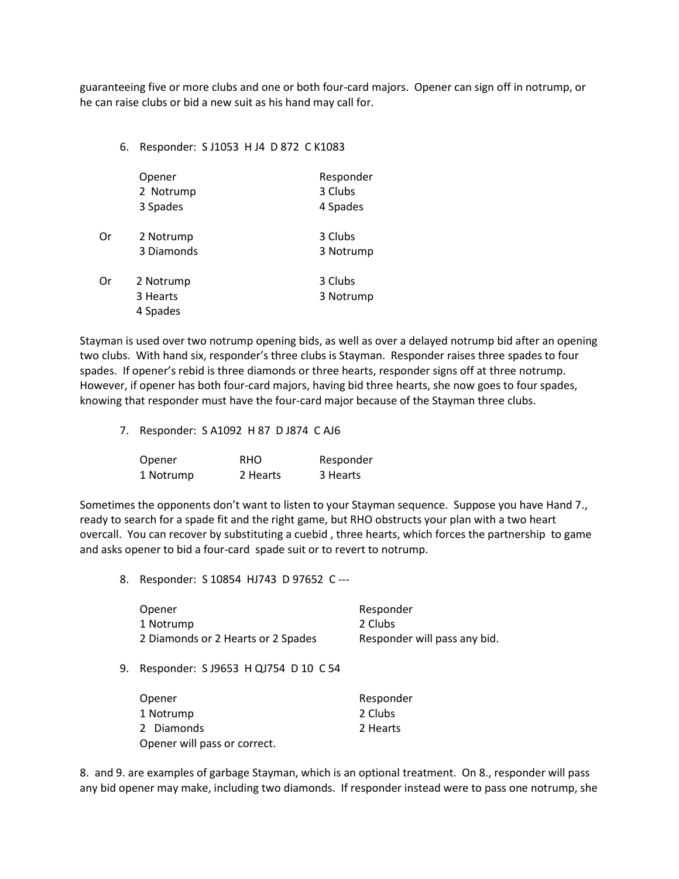guaranteeing five or more clubs and one or both four-card majors. Opener can sign off in notrump, or he can raise clubs or bid a new suit as his hand may call for.

6. Responder: S J1053 H J4 D 872 C K1083

| | Opener | Responder |
|---|---|---|
| | 2 Notrump | 3 Clubs |
| | 3 Spades | 4 Spades |
| Or | 2 Notrump | 3 Clubs |
| | 3 Diamonds | 3 Notrump |
| Or | 2 Notrump | 3 Clubs |
| | 3 Hearts | 3 Notrump |
| | 4 Spades | |

Stayman is used over two notrump opening bids, as well as over a delayed notrump bid after an opening two clubs. With hand six, responder's three clubs is Stayman. Responder raises three spades to four spades. If opener's rebid is three diamonds or three hearts, responder signs off at three notrump. However, if opener has both four-card majors, having bid three hearts, she now goes to four spades, knowing that responder must have the four-card major because of the Stayman three clubs.

7. Responder: S A1092 H 87 D J874 C AJ6

| Opener | RHO | Responder |
|---|---|---|
| 1 Notrump | 2 Hearts | 3 Hearts |

Sometimes the opponents don't want to listen to your Stayman sequence. Suppose you have Hand 7., ready to search for a spade fit and the right game, but RHO obstructs your plan with a two heart overcall. You can recover by substituting a cuebid , three hearts, which forces the partnership to game and asks opener to bid a four-card spade suit or to revert to notrump.

8. Responder: S 10854 HJ743 D 97652 C ---

| Opener | Responder |
|---|---|
| 1 Notrump | 2 Clubs |
| 2 Diamonds or 2 Hearts or 2 Spades | Responder will pass any bid. |

9. Responder: S J9653 H QJ754 D 10 C 54

| Opener | Responder |
|---|---|
| 1 Notrump | 2 Clubs |
| 2 Diamonds | 2 Hearts |
| Opener will pass or correct. | |

8. and 9. are examples of garbage Stayman, which is an optional treatment. On 8., responder will pass any bid opener may make, including two diamonds. If responder instead were to pass one notrump, she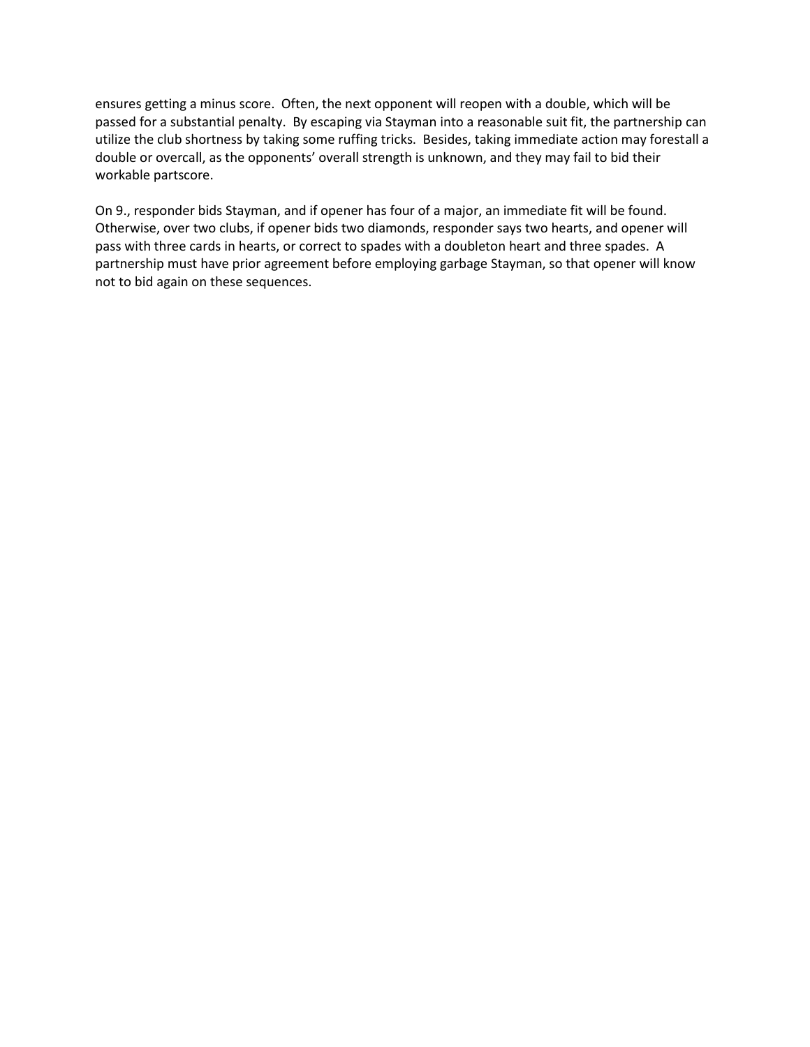ensures getting a minus score. Often, the next opponent will reopen with a double, which will be passed for a substantial penalty. By escaping via Stayman into a reasonable suit fit, the partnership can utilize the club shortness by taking some ruffing tricks. Besides, taking immediate action may forestall a double or overcall, as the opponents' overall strength is unknown, and they may fail to bid their workable partscore.

On 9., responder bids Stayman, and if opener has four of a major, an immediate fit will be found. Otherwise, over two clubs, if opener bids two diamonds, responder says two hearts, and opener will pass with three cards in hearts, or correct to spades with a doubleton heart and three spades. A partnership must have prior agreement before employing garbage Stayman, so that opener will know not to bid again on these sequences.